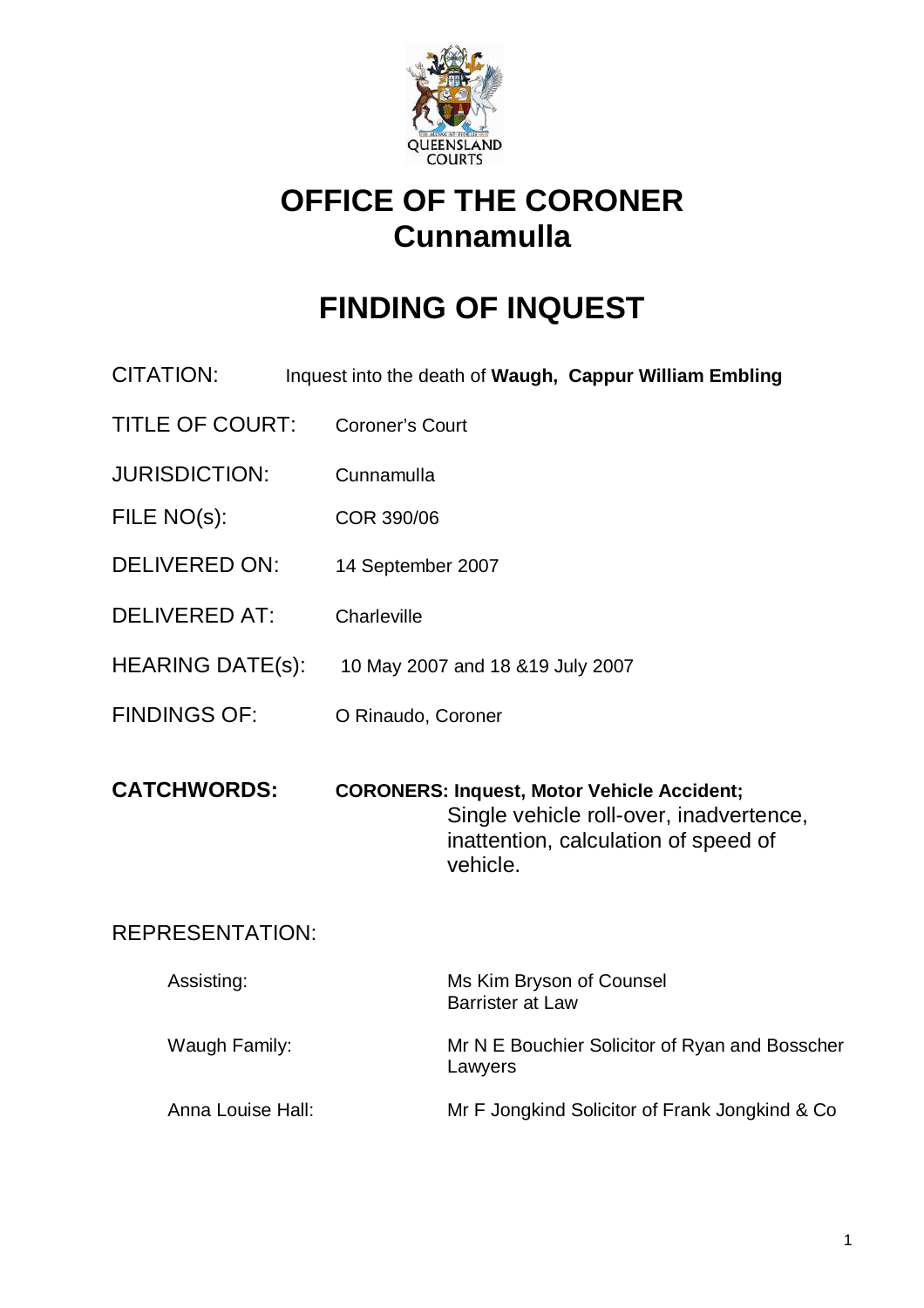# OFFICE OF THE CORONER
# Cunnamulla

# FINDING OF INQUEST

| | |
|---|---|
| CITATION: | Inquest into the death of **Waugh, Cappur William Embling** |
| TITLE OF COURT: | Coroner's Court |
| JURISDICTION: | Cunnamulla |
| FILE NO(s): | COR 390/06 |
| DELIVERED ON: | 14 September 2007 |
| DELIVERED AT: | Charleville |
| HEARING DATE(s): | 10 May 2007 and 18 &19 July 2007 |
| FINDINGS OF: | O Rinaudo, Coroner |

**CATCHWORDS:** **CORONERS: Inquest, Motor Vehicle Accident;** Single vehicle roll-over, inadvertence, inattention, calculation of speed of vehicle.

REPRESENTATION:

| | |
|---|---|
| Assisting: | Ms Kim Bryson of Counsel Barrister at Law |
| Waugh Family: | Mr N E Bouchier Solicitor of Ryan and Bosscher Lawyers |
| Anna Louise Hall: | Mr F Jongkind Solicitor of Frank Jongkind & Co |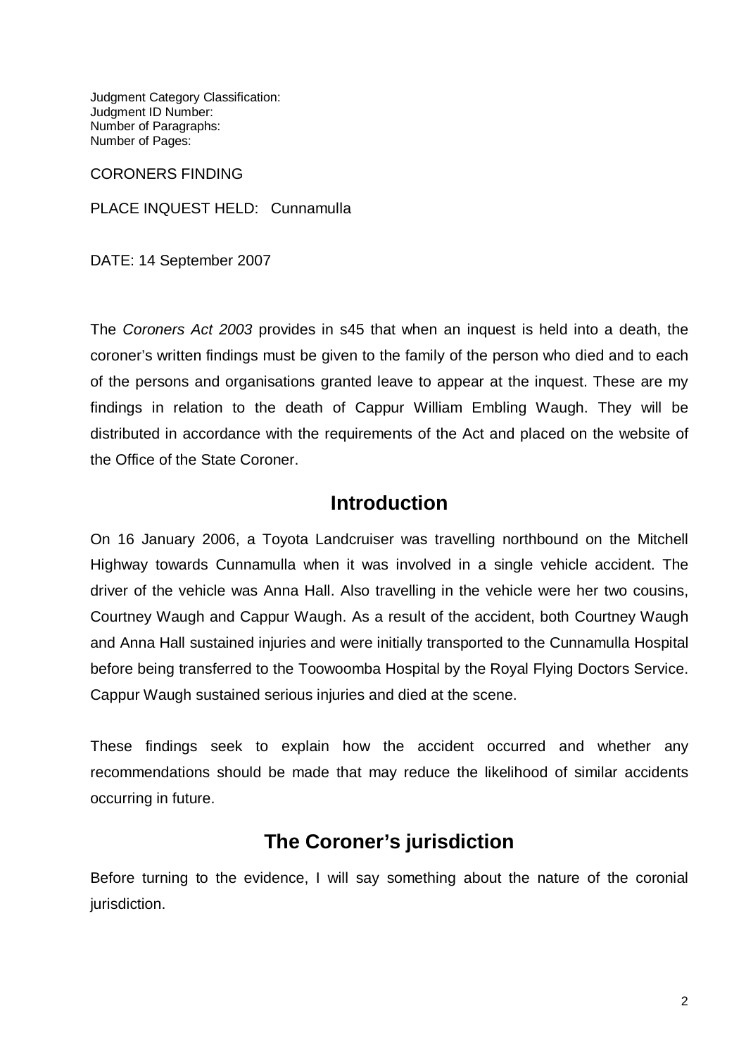Judgment Category Classification:
Judgment ID Number:
Number of Paragraphs:
Number of Pages:

CORONERS FINDING

PLACE INQUEST HELD: Cunnamulla

DATE: 14 September 2007

The *Coroners Act 2003* provides in s45 that when an inquest is held into a death, the coroner's written findings must be given to the family of the person who died and to each of the persons and organisations granted leave to appear at the inquest. These are my findings in relation to the death of Cappur William Embling Waugh. They will be distributed in accordance with the requirements of the Act and placed on the website of the Office of the State Coroner.

## Introduction

On 16 January 2006, a Toyota Landcruiser was travelling northbound on the Mitchell Highway towards Cunnamulla when it was involved in a single vehicle accident. The driver of the vehicle was Anna Hall. Also travelling in the vehicle were her two cousins, Courtney Waugh and Cappur Waugh. As a result of the accident, both Courtney Waugh and Anna Hall sustained injuries and were initially transported to the Cunnamulla Hospital before being transferred to the Toowoomba Hospital by the Royal Flying Doctors Service. Cappur Waugh sustained serious injuries and died at the scene.

These findings seek to explain how the accident occurred and whether any recommendations should be made that may reduce the likelihood of similar accidents occurring in future.

## The Coroner's jurisdiction

Before turning to the evidence, I will say something about the nature of the coronial jurisdiction.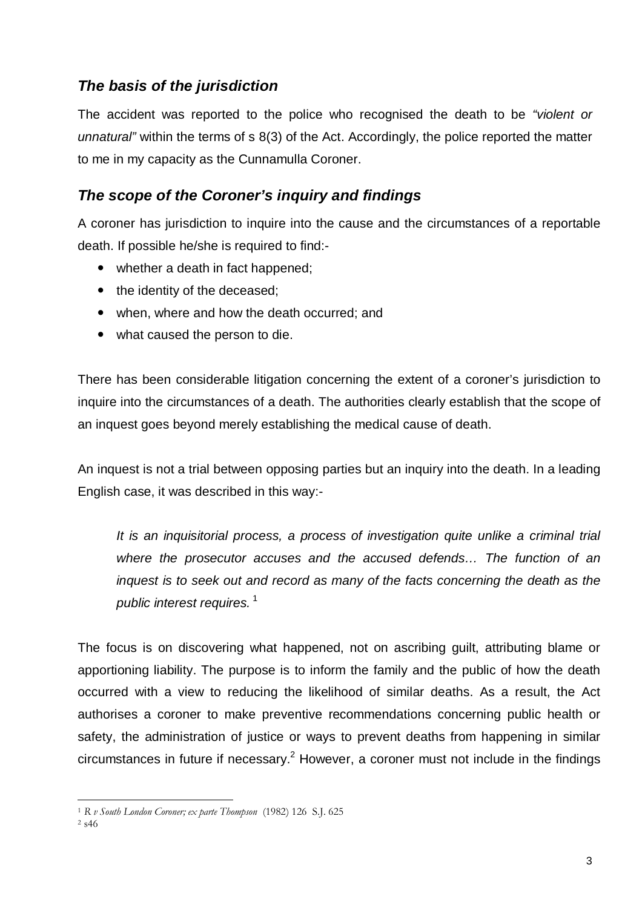## *The basis of the jurisdiction*

The accident was reported to the police who recognised the death to be *"violent or unnatural"* within the terms of s 8(3) of the Act. Accordingly, the police reported the matter to me in my capacity as the Cunnamulla Coroner.

## *The scope of the Coroner's inquiry and findings*

A coroner has jurisdiction to inquire into the cause and the circumstances of a reportable death. If possible he/she is required to find:-

- whether a death in fact happened;
- the identity of the deceased;
- when, where and how the death occurred; and
- what caused the person to die.

There has been considerable litigation concerning the extent of a coroner's jurisdiction to inquire into the circumstances of a death. The authorities clearly establish that the scope of an inquest goes beyond merely establishing the medical cause of death.

An inquest is not a trial between opposing parties but an inquiry into the death. In a leading English case, it was described in this way:-

> *It is an inquisitorial process, a process of investigation quite unlike a criminal trial where the prosecutor accuses and the accused defends… The function of an inquest is to seek out and record as many of the facts concerning the death as the public interest requires.* [1]

The focus is on discovering what happened, not on ascribing guilt, attributing blame or apportioning liability. The purpose is to inform the family and the public of how the death occurred with a view to reducing the likelihood of similar deaths. As a result, the Act authorises a coroner to make preventive recommendations concerning public health or safety, the administration of justice or ways to prevent deaths from happening in similar circumstances in future if necessary.[2] However, a coroner must not include in the findings

---

[1] *R v South London Coroner; ex parte Thompson* (1982) 126 S.J. 625

[2] s46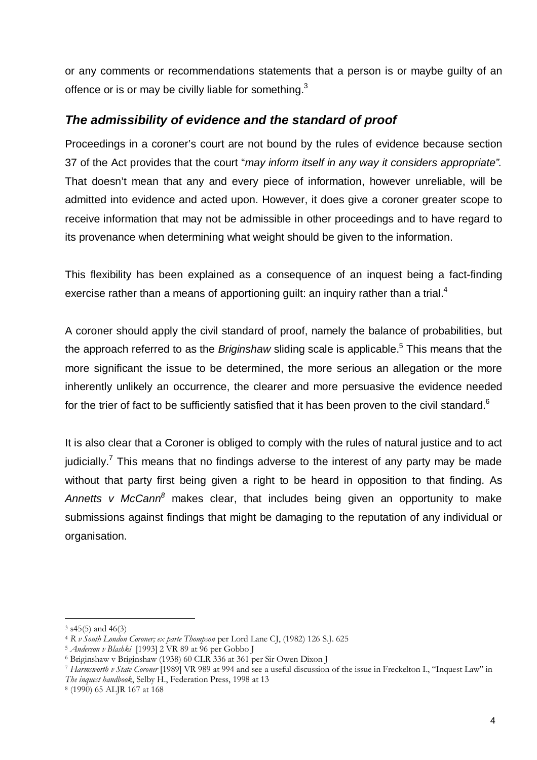or any comments or recommendations statements that a person is or maybe guilty of an offence or is or may be civilly liable for something.[3]

### *The admissibility of evidence and the standard of proof*

Proceedings in a coroner's court are not bound by the rules of evidence because section 37 of the Act provides that the court "*may inform itself in any way it considers appropriate".* That doesn't mean that any and every piece of information, however unreliable, will be admitted into evidence and acted upon. However, it does give a coroner greater scope to receive information that may not be admissible in other proceedings and to have regard to its provenance when determining what weight should be given to the information.

This flexibility has been explained as a consequence of an inquest being a fact-finding exercise rather than a means of apportioning guilt: an inquiry rather than a trial.[4]

A coroner should apply the civil standard of proof, namely the balance of probabilities, but the approach referred to as the *Briginshaw* sliding scale is applicable.[5] This means that the more significant the issue to be determined, the more serious an allegation or the more inherently unlikely an occurrence, the clearer and more persuasive the evidence needed for the trier of fact to be sufficiently satisfied that it has been proven to the civil standard.[6]

It is also clear that a Coroner is obliged to comply with the rules of natural justice and to act judicially.[7] This means that no findings adverse to the interest of any party may be made without that party first being given a right to be heard in opposition to that finding. As *Annetts v McCann*[8] makes clear, that includes being given an opportunity to make submissions against findings that might be damaging to the reputation of any individual or organisation.

---

[3] s45(5) and 46(3)

[4] *R v South London Coroner; ex parte Thompson* per Lord Lane CJ, (1982) 126 S.J. 625

[5] *Anderson v Blashki* [1993] 2 VR 89 at 96 per Gobbo J

[6] Briginshaw v Briginshaw (1938) 60 CLR 336 at 361 per Sir Owen Dixon J

[7] *Harmsworth v State Coroner* [1989] VR 989 at 994 and see a useful discussion of the issue in Freckelton I., "Inquest Law" in *The inquest handbook*, Selby H., Federation Press, 1998 at 13

[8] (1990) 65 ALJR 167 at 168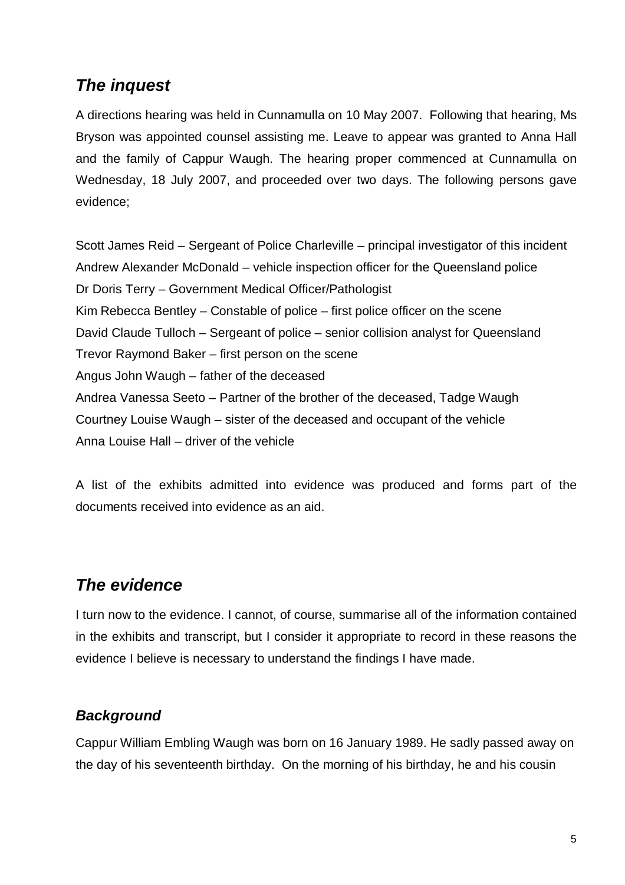## *The inquest*

A directions hearing was held in Cunnamulla on 10 May 2007. Following that hearing, Ms Bryson was appointed counsel assisting me. Leave to appear was granted to Anna Hall and the family of Cappur Waugh. The hearing proper commenced at Cunnamulla on Wednesday, 18 July 2007, and proceeded over two days. The following persons gave evidence;

Scott James Reid – Sergeant of Police Charleville – principal investigator of this incident
Andrew Alexander McDonald – vehicle inspection officer for the Queensland police
Dr Doris Terry – Government Medical Officer/Pathologist
Kim Rebecca Bentley – Constable of police – first police officer on the scene
David Claude Tulloch – Sergeant of police – senior collision analyst for Queensland
Trevor Raymond Baker – first person on the scene
Angus John Waugh – father of the deceased
Andrea Vanessa Seeto – Partner of the brother of the deceased, Tadge Waugh
Courtney Louise Waugh – sister of the deceased and occupant of the vehicle
Anna Louise Hall – driver of the vehicle

A list of the exhibits admitted into evidence was produced and forms part of the documents received into evidence as an aid.

## *The evidence*

I turn now to the evidence. I cannot, of course, summarise all of the information contained in the exhibits and transcript, but I consider it appropriate to record in these reasons the evidence I believe is necessary to understand the findings I have made.

### *Background*

Cappur William Embling Waugh was born on 16 January 1989. He sadly passed away on the day of his seventeenth birthday. On the morning of his birthday, he and his cousin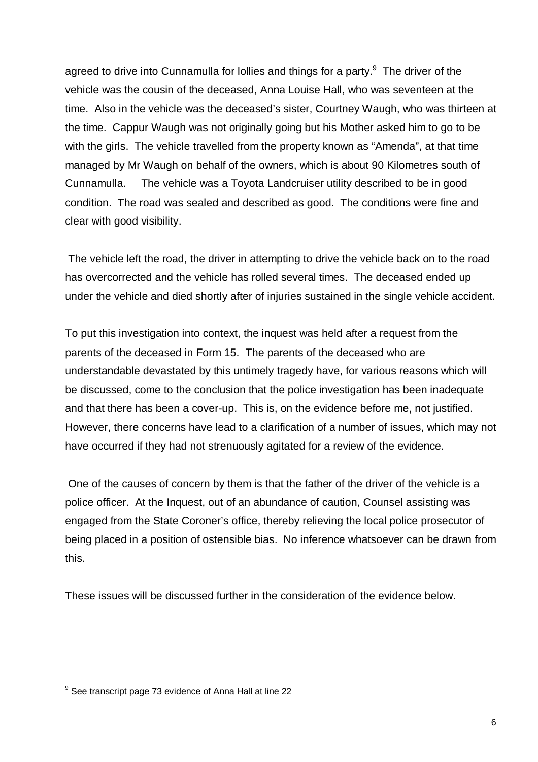agreed to drive into Cunnamulla for lollies and things for a party.[9] The driver of the vehicle was the cousin of the deceased, Anna Louise Hall, who was seventeen at the time. Also in the vehicle was the deceased's sister, Courtney Waugh, who was thirteen at the time. Cappur Waugh was not originally going but his Mother asked him to go to be with the girls. The vehicle travelled from the property known as "Amenda", at that time managed by Mr Waugh on behalf of the owners, which is about 90 Kilometres south of Cunnamulla. The vehicle was a Toyota Landcruiser utility described to be in good condition. The road was sealed and described as good. The conditions were fine and clear with good visibility.

The vehicle left the road, the driver in attempting to drive the vehicle back on to the road has overcorrected and the vehicle has rolled several times. The deceased ended up under the vehicle and died shortly after of injuries sustained in the single vehicle accident.

To put this investigation into context, the inquest was held after a request from the parents of the deceased in Form 15. The parents of the deceased who are understandable devastated by this untimely tragedy have, for various reasons which will be discussed, come to the conclusion that the police investigation has been inadequate and that there has been a cover-up. This is, on the evidence before me, not justified. However, there concerns have lead to a clarification of a number of issues, which may not have occurred if they had not strenuously agitated for a review of the evidence.

One of the causes of concern by them is that the father of the driver of the vehicle is a police officer. At the Inquest, out of an abundance of caution, Counsel assisting was engaged from the State Coroner's office, thereby relieving the local police prosecutor of being placed in a position of ostensible bias. No inference whatsoever can be drawn from this.

These issues will be discussed further in the consideration of the evidence below.

---

[9] See transcript page 73 evidence of Anna Hall at line 22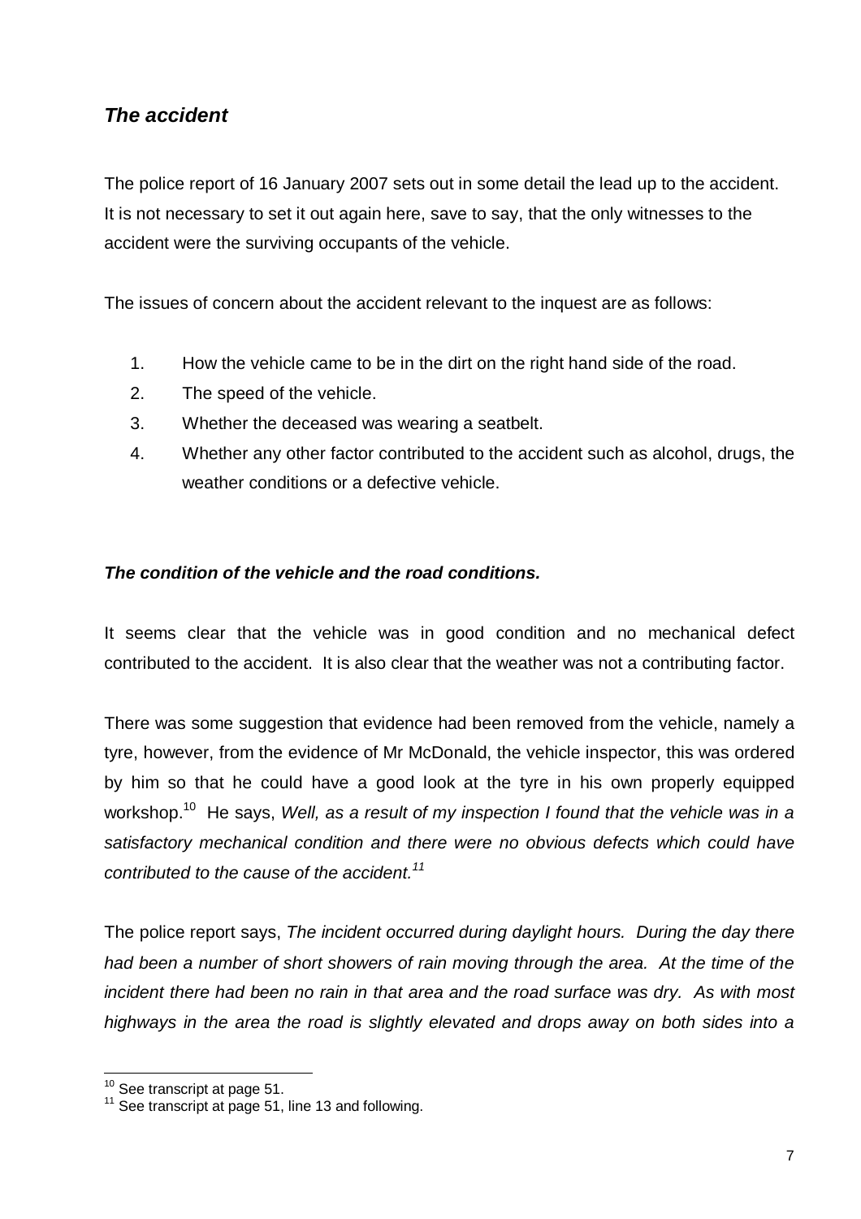## *The accident*

The police report of 16 January 2007 sets out in some detail the lead up to the accident. It is not necessary to set it out again here, save to say, that the only witnesses to the accident were the surviving occupants of the vehicle.

The issues of concern about the accident relevant to the inquest are as follows:

1. How the vehicle came to be in the dirt on the right hand side of the road.
2. The speed of the vehicle.
3. Whether the deceased was wearing a seatbelt.
4. Whether any other factor contributed to the accident such as alcohol, drugs, the weather conditions or a defective vehicle.

### ***The condition of the vehicle and the road conditions.***

It seems clear that the vehicle was in good condition and no mechanical defect contributed to the accident. It is also clear that the weather was not a contributing factor.

There was some suggestion that evidence had been removed from the vehicle, namely a tyre, however, from the evidence of Mr McDonald, the vehicle inspector, this was ordered by him so that he could have a good look at the tyre in his own properly equipped workshop.[10] He says, *Well, as a result of my inspection I found that the vehicle was in a satisfactory mechanical condition and there were no obvious defects which could have contributed to the cause of the accident.*[11]

The police report says, *The incident occurred during daylight hours. During the day there had been a number of short showers of rain moving through the area. At the time of the incident there had been no rain in that area and the road surface was dry. As with most highways in the area the road is slightly elevated and drops away on both sides into a*

[10] See transcript at page 51.
[11] See transcript at page 51, line 13 and following.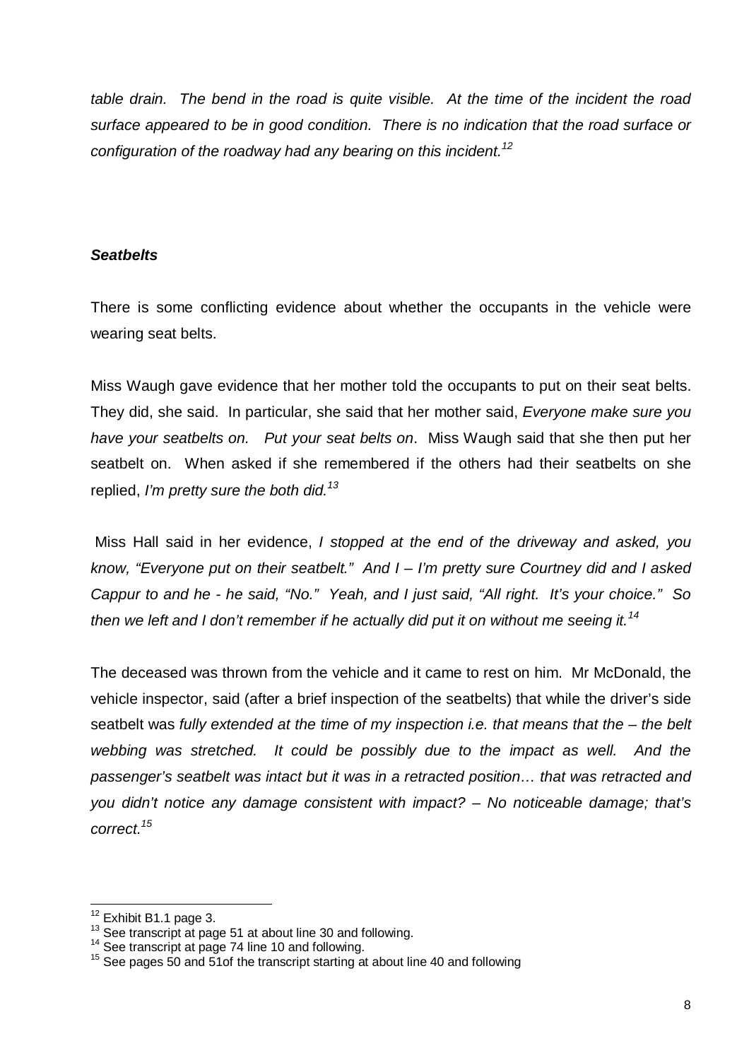*table drain. The bend in the road is quite visible. At the time of the incident the road surface appeared to be in good condition. There is no indication that the road surface or configuration of the roadway had any bearing on this incident.*[12]

### ***Seatbelts***

There is some conflicting evidence about whether the occupants in the vehicle were wearing seat belts.

Miss Waugh gave evidence that her mother told the occupants to put on their seat belts. They did, she said. In particular, she said that her mother said, *Everyone make sure you have your seatbelts on. Put your seat belts on*. Miss Waugh said that she then put her seatbelt on. When asked if she remembered if the others had their seatbelts on she replied, *I'm pretty sure the both did.*[13]

Miss Hall said in her evidence, *I stopped at the end of the driveway and asked, you know, "Everyone put on their seatbelt." And I – I'm pretty sure Courtney did and I asked Cappur to and he - he said, "No." Yeah, and I just said, "All right. It's your choice." So then we left and I don't remember if he actually did put it on without me seeing it.*[14]

The deceased was thrown from the vehicle and it came to rest on him. Mr McDonald, the vehicle inspector, said (after a brief inspection of the seatbelts) that while the driver's side seatbelt was *fully extended at the time of my inspection i.e. that means that the – the belt webbing was stretched. It could be possibly due to the impact as well. And the passenger's seatbelt was intact but it was in a retracted position… that was retracted and you didn't notice any damage consistent with impact? – No noticeable damage; that's correct.*[15]

---

[12] Exhibit B1.1 page 3.
[13] See transcript at page 51 at about line 30 and following.
[14] See transcript at page 74 line 10 and following.
[15] See pages 50 and 51of the transcript starting at about line 40 and following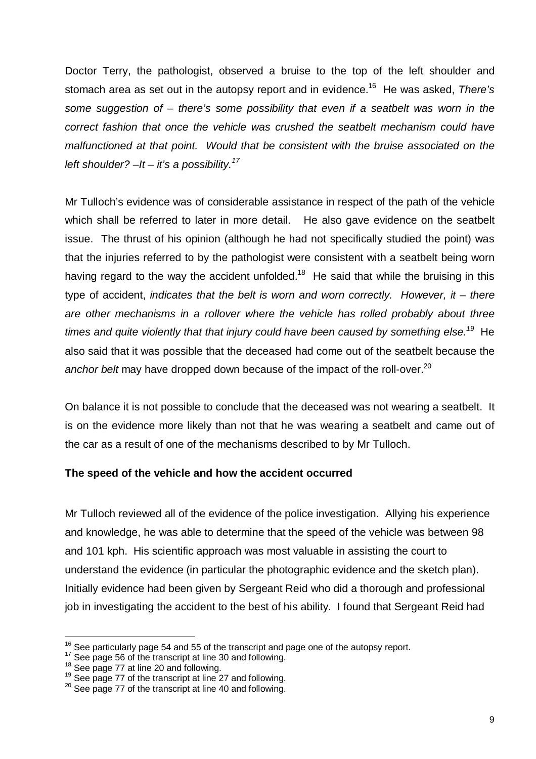Doctor Terry, the pathologist, observed a bruise to the top of the left shoulder and stomach area as set out in the autopsy report and in evidence.[16] He was asked, *There's some suggestion of – there's some possibility that even if a seatbelt was worn in the correct fashion that once the vehicle was crushed the seatbelt mechanism could have malfunctioned at that point. Would that be consistent with the bruise associated on the left shoulder? –It – it's a possibility.*[17]

Mr Tulloch's evidence was of considerable assistance in respect of the path of the vehicle which shall be referred to later in more detail. He also gave evidence on the seatbelt issue. The thrust of his opinion (although he had not specifically studied the point) was that the injuries referred to by the pathologist were consistent with a seatbelt being worn having regard to the way the accident unfolded.[18] He said that while the bruising in this type of accident, *indicates that the belt is worn and worn correctly. However, it – there are other mechanisms in a rollover where the vehicle has rolled probably about three times and quite violently that that injury could have been caused by something else.*[19] He also said that it was possible that the deceased had come out of the seatbelt because the *anchor belt* may have dropped down because of the impact of the roll-over.[20]

On balance it is not possible to conclude that the deceased was not wearing a seatbelt. It is on the evidence more likely than not that he was wearing a seatbelt and came out of the car as a result of one of the mechanisms described to by Mr Tulloch.

**The speed of the vehicle and how the accident occurred**

Mr Tulloch reviewed all of the evidence of the police investigation. Allying his experience and knowledge, he was able to determine that the speed of the vehicle was between 98 and 101 kph. His scientific approach was most valuable in assisting the court to understand the evidence (in particular the photographic evidence and the sketch plan). Initially evidence had been given by Sergeant Reid who did a thorough and professional job in investigating the accident to the best of his ability. I found that Sergeant Reid had

---

[16] See particularly page 54 and 55 of the transcript and page one of the autopsy report.
[17] See page 56 of the transcript at line 30 and following.
[18] See page 77 at line 20 and following.
[19] See page 77 of the transcript at line 27 and following.
[20] See page 77 of the transcript at line 40 and following.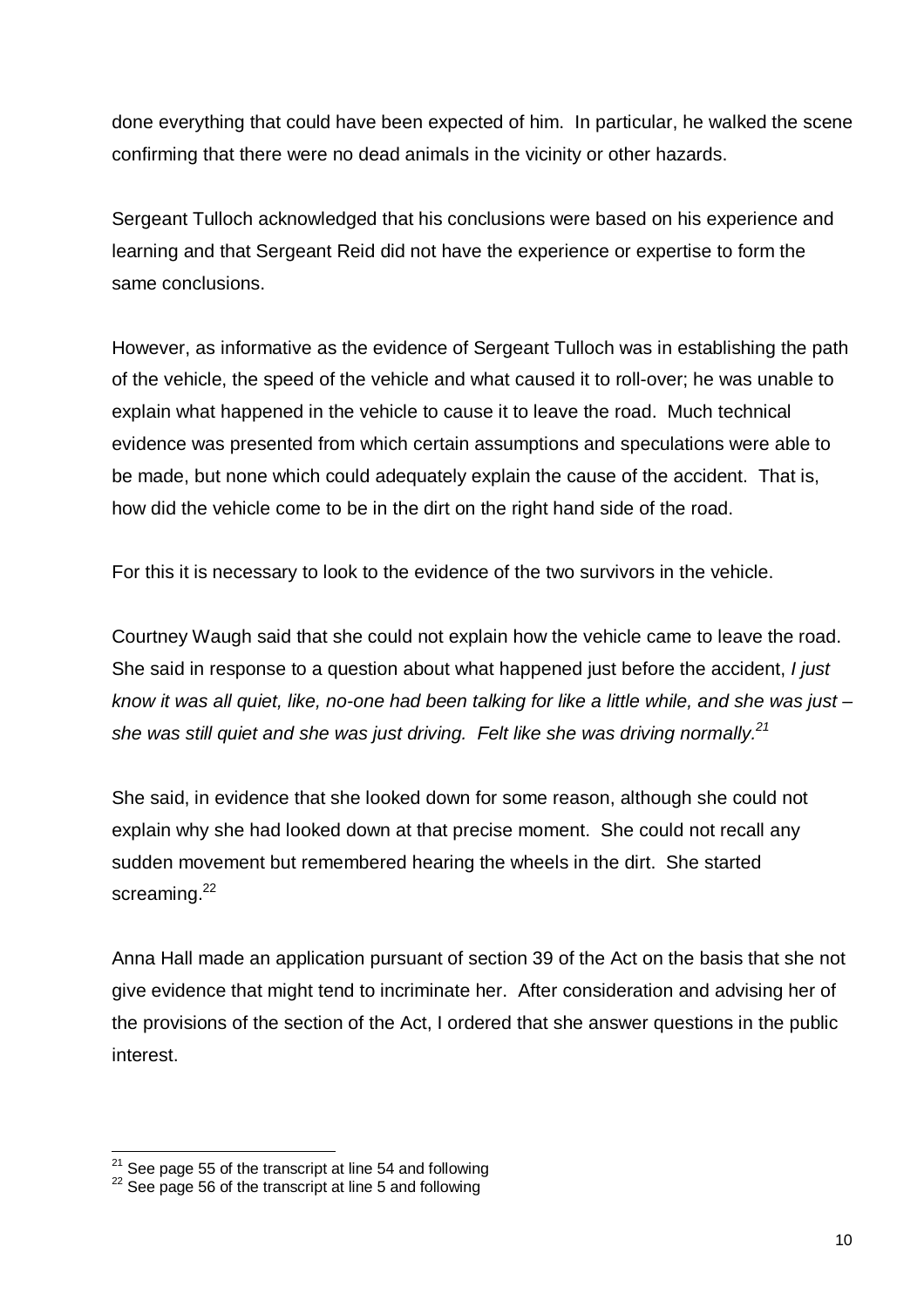done everything that could have been expected of him. In particular, he walked the scene confirming that there were no dead animals in the vicinity or other hazards.

Sergeant Tulloch acknowledged that his conclusions were based on his experience and learning and that Sergeant Reid did not have the experience or expertise to form the same conclusions.

However, as informative as the evidence of Sergeant Tulloch was in establishing the path of the vehicle, the speed of the vehicle and what caused it to roll-over; he was unable to explain what happened in the vehicle to cause it to leave the road. Much technical evidence was presented from which certain assumptions and speculations were able to be made, but none which could adequately explain the cause of the accident. That is, how did the vehicle come to be in the dirt on the right hand side of the road.

For this it is necessary to look to the evidence of the two survivors in the vehicle.

Courtney Waugh said that she could not explain how the vehicle came to leave the road. She said in response to a question about what happened just before the accident, *I just know it was all quiet, like, no-one had been talking for like a little while, and she was just – she was still quiet and she was just driving. Felt like she was driving normally.*[21]

She said, in evidence that she looked down for some reason, although she could not explain why she had looked down at that precise moment. She could not recall any sudden movement but remembered hearing the wheels in the dirt. She started screaming.[22]

Anna Hall made an application pursuant of section 39 of the Act on the basis that she not give evidence that might tend to incriminate her. After consideration and advising her of the provisions of the section of the Act, I ordered that she answer questions in the public interest.

---

[21] See page 55 of the transcript at line 54 and following

[22] See page 56 of the transcript at line 5 and following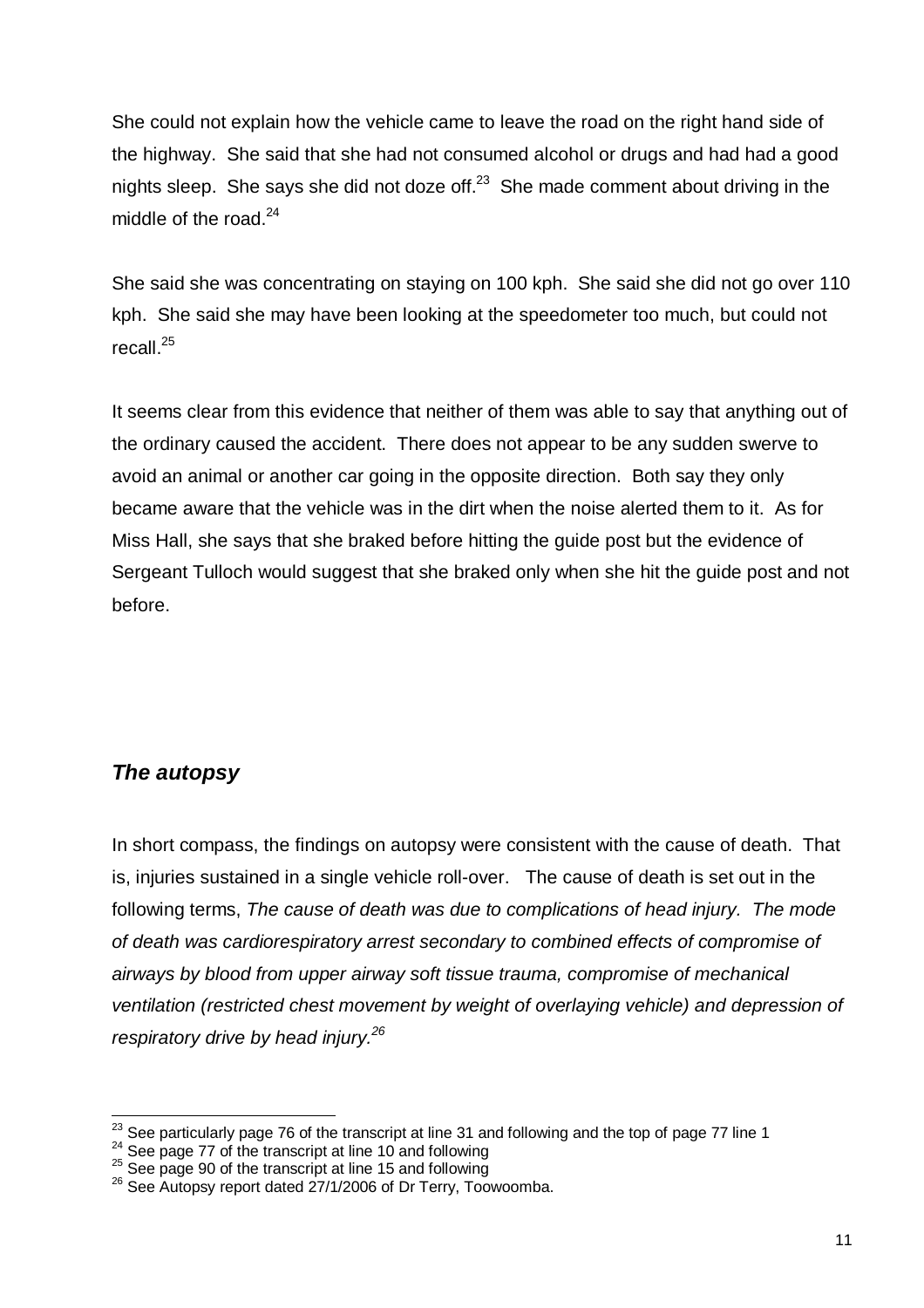She could not explain how the vehicle came to leave the road on the right hand side of the highway. She said that she had not consumed alcohol or drugs and had had a good nights sleep. She says she did not doze off.[23] She made comment about driving in the middle of the road.[24]

She said she was concentrating on staying on 100 kph. She said she did not go over 110 kph. She said she may have been looking at the speedometer too much, but could not recall.[25]

It seems clear from this evidence that neither of them was able to say that anything out of the ordinary caused the accident. There does not appear to be any sudden swerve to avoid an animal or another car going in the opposite direction. Both say they only became aware that the vehicle was in the dirt when the noise alerted them to it. As for Miss Hall, she says that she braked before hitting the guide post but the evidence of Sergeant Tulloch would suggest that she braked only when she hit the guide post and not before.

### *The autopsy*

In short compass, the findings on autopsy were consistent with the cause of death. That is, injuries sustained in a single vehicle roll-over. The cause of death is set out in the following terms, *The cause of death was due to complications of head injury. The mode of death was cardiorespiratory arrest secondary to combined effects of compromise of airways by blood from upper airway soft tissue trauma, compromise of mechanical ventilation (restricted chest movement by weight of overlaying vehicle) and depression of respiratory drive by head injury.*[26]

---

[23] See particularly page 76 of the transcript at line 31 and following and the top of page 77 line 1
[24] See page 77 of the transcript at line 10 and following
[25] See page 90 of the transcript at line 15 and following
[26] See Autopsy report dated 27/1/2006 of Dr Terry, Toowoomba.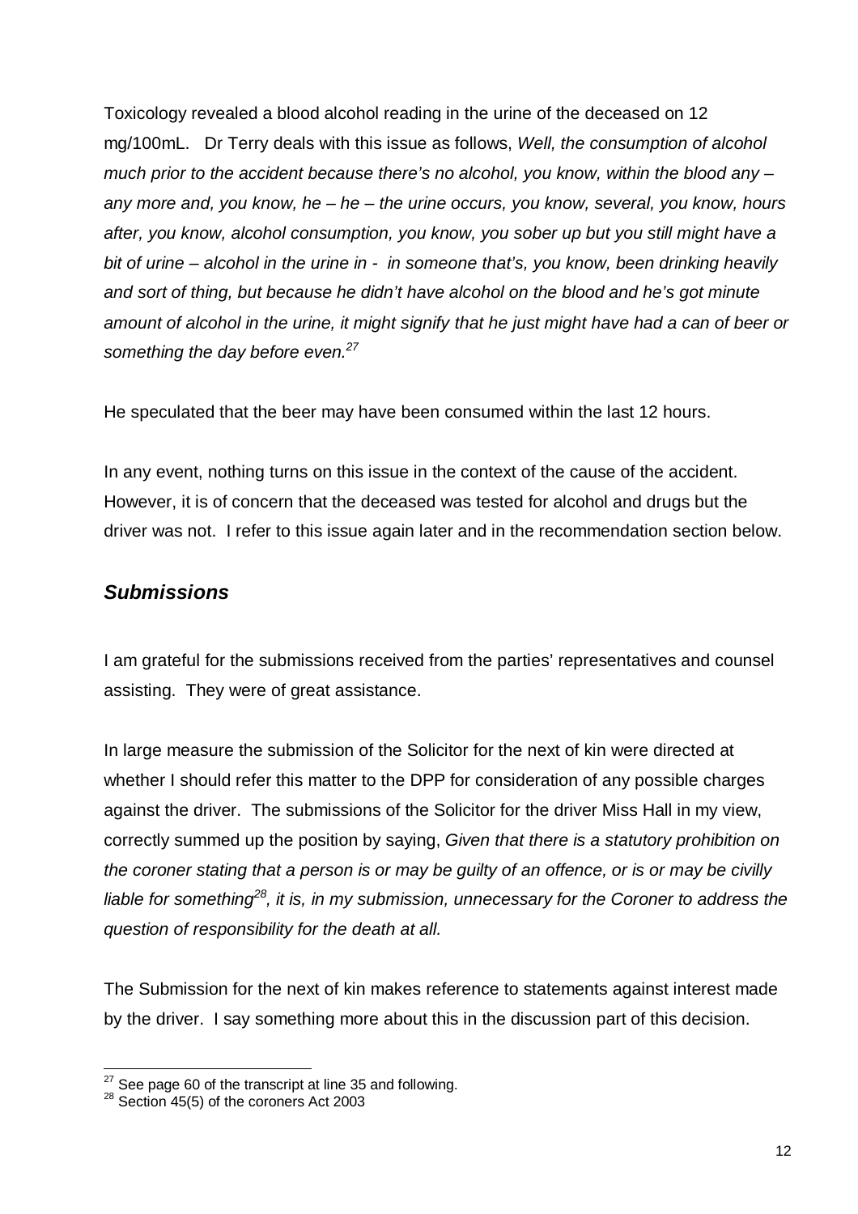Toxicology revealed a blood alcohol reading in the urine of the deceased on 12 mg/100mL. Dr Terry deals with this issue as follows, *Well, the consumption of alcohol much prior to the accident because there's no alcohol, you know, within the blood any – any more and, you know, he – he – the urine occurs, you know, several, you know, hours after, you know, alcohol consumption, you know, you sober up but you still might have a bit of urine – alcohol in the urine in - in someone that's, you know, been drinking heavily and sort of thing, but because he didn't have alcohol on the blood and he's got minute amount of alcohol in the urine, it might signify that he just might have had a can of beer or something the day before even.*[27]

He speculated that the beer may have been consumed within the last 12 hours.

In any event, nothing turns on this issue in the context of the cause of the accident. However, it is of concern that the deceased was tested for alcohol and drugs but the driver was not. I refer to this issue again later and in the recommendation section below.

## *Submissions*

I am grateful for the submissions received from the parties' representatives and counsel assisting. They were of great assistance.

In large measure the submission of the Solicitor for the next of kin were directed at whether I should refer this matter to the DPP for consideration of any possible charges against the driver. The submissions of the Solicitor for the driver Miss Hall in my view, correctly summed up the position by saying, *Given that there is a statutory prohibition on the coroner stating that a person is or may be guilty of an offence, or is or may be civilly liable for something*[28]*, it is, in my submission, unnecessary for the Coroner to address the question of responsibility for the death at all.*

The Submission for the next of kin makes reference to statements against interest made by the driver. I say something more about this in the discussion part of this decision.

---

[27] See page 60 of the transcript at line 35 and following.
[28] Section 45(5) of the coroners Act 2003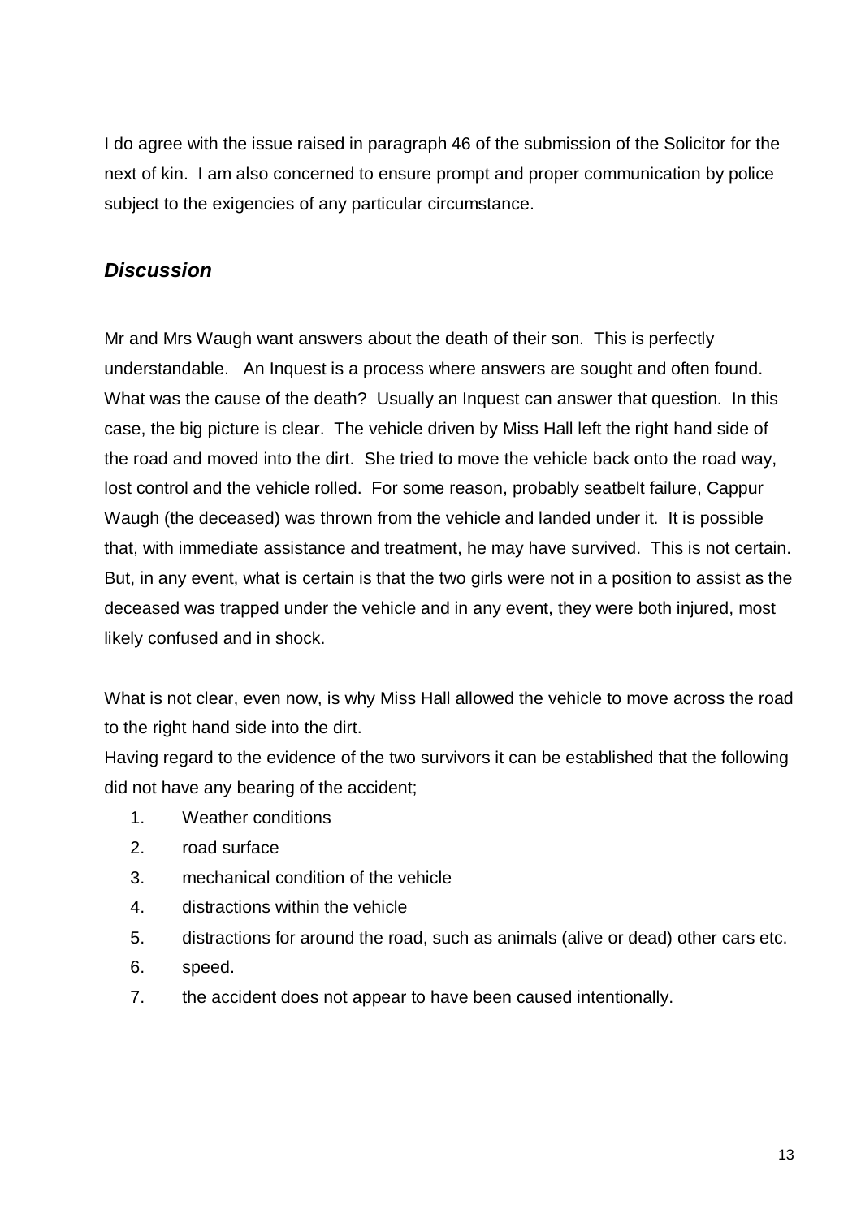I do agree with the issue raised in paragraph 46 of the submission of the Solicitor for the next of kin. I am also concerned to ensure prompt and proper communication by police subject to the exigencies of any particular circumstance.

## *Discussion*

Mr and Mrs Waugh want answers about the death of their son. This is perfectly understandable. An Inquest is a process where answers are sought and often found. What was the cause of the death? Usually an Inquest can answer that question. In this case, the big picture is clear. The vehicle driven by Miss Hall left the right hand side of the road and moved into the dirt. She tried to move the vehicle back onto the road way, lost control and the vehicle rolled. For some reason, probably seatbelt failure, Cappur Waugh (the deceased) was thrown from the vehicle and landed under it. It is possible that, with immediate assistance and treatment, he may have survived. This is not certain. But, in any event, what is certain is that the two girls were not in a position to assist as the deceased was trapped under the vehicle and in any event, they were both injured, most likely confused and in shock.

What is not clear, even now, is why Miss Hall allowed the vehicle to move across the road to the right hand side into the dirt.

Having regard to the evidence of the two survivors it can be established that the following did not have any bearing of the accident;

1. Weather conditions
2. road surface
3. mechanical condition of the vehicle
4. distractions within the vehicle
5. distractions for around the road, such as animals (alive or dead) other cars etc.
6. speed.
7. the accident does not appear to have been caused intentionally.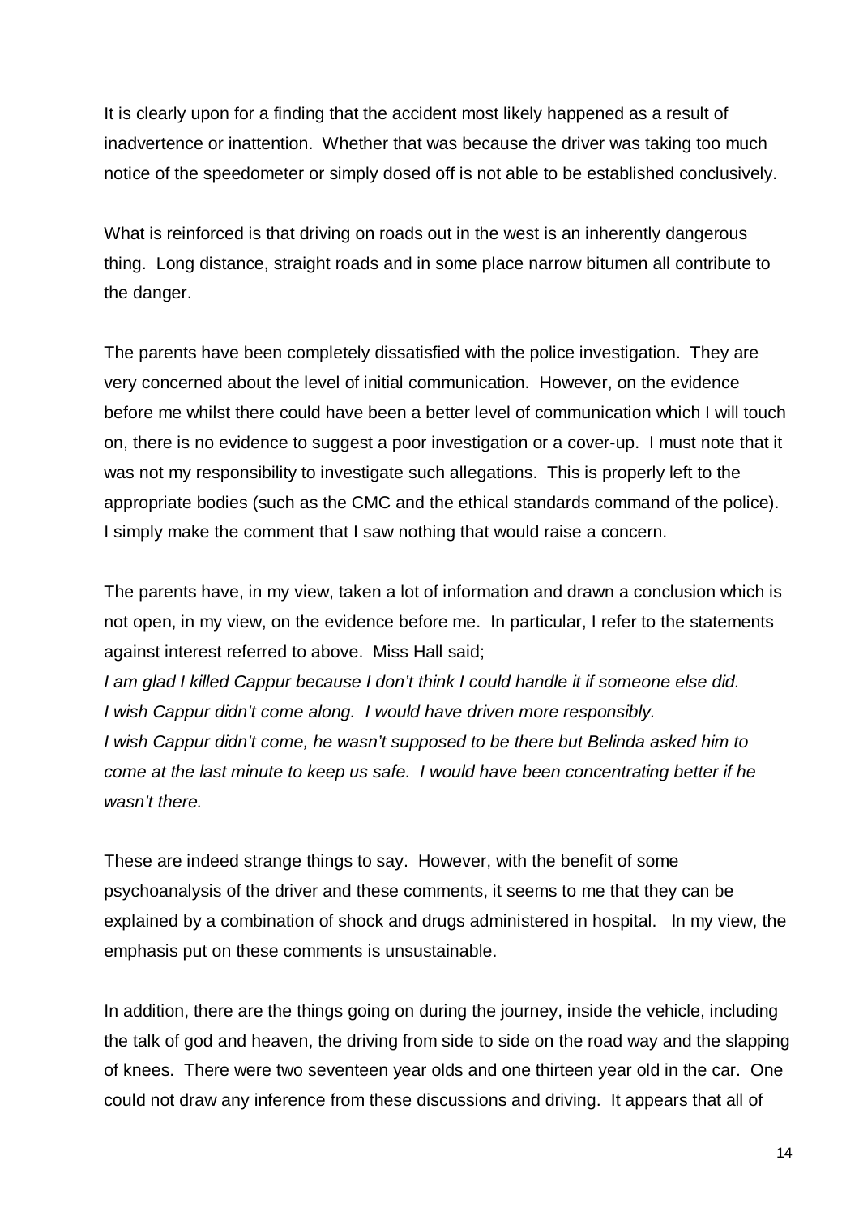It is clearly upon for a finding that the accident most likely happened as a result of inadvertence or inattention. Whether that was because the driver was taking too much notice of the speedometer or simply dosed off is not able to be established conclusively.

What is reinforced is that driving on roads out in the west is an inherently dangerous thing. Long distance, straight roads and in some place narrow bitumen all contribute to the danger.

The parents have been completely dissatisfied with the police investigation. They are very concerned about the level of initial communication. However, on the evidence before me whilst there could have been a better level of communication which I will touch on, there is no evidence to suggest a poor investigation or a cover-up. I must note that it was not my responsibility to investigate such allegations. This is properly left to the appropriate bodies (such as the CMC and the ethical standards command of the police). I simply make the comment that I saw nothing that would raise a concern.

The parents have, in my view, taken a lot of information and drawn a conclusion which is not open, in my view, on the evidence before me. In particular, I refer to the statements against interest referred to above. Miss Hall said;

*I am glad I killed Cappur because I don't think I could handle it if someone else did.*
*I wish Cappur didn't come along. I would have driven more responsibly.*
*I wish Cappur didn't come, he wasn't supposed to be there but Belinda asked him to come at the last minute to keep us safe. I would have been concentrating better if he wasn't there.*

These are indeed strange things to say. However, with the benefit of some psychoanalysis of the driver and these comments, it seems to me that they can be explained by a combination of shock and drugs administered in hospital. In my view, the emphasis put on these comments is unsustainable.

In addition, there are the things going on during the journey, inside the vehicle, including the talk of god and heaven, the driving from side to side on the road way and the slapping of knees. There were two seventeen year olds and one thirteen year old in the car. One could not draw any inference from these discussions and driving. It appears that all of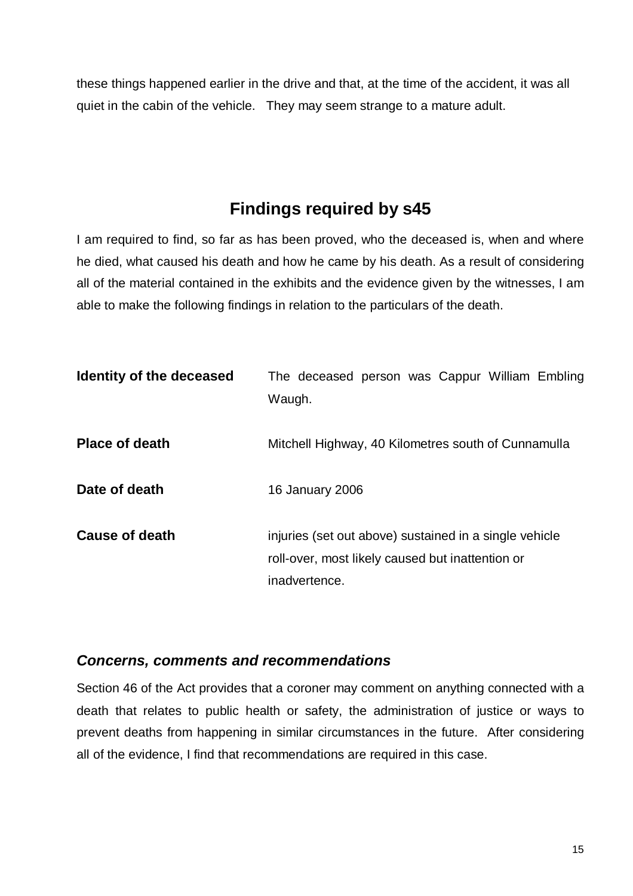these things happened earlier in the drive and that, at the time of the accident, it was all quiet in the cabin of the vehicle. They may seem strange to a mature adult.

## Findings required by s45

I am required to find, so far as has been proved, who the deceased is, when and where he died, what caused his death and how he came by his death. As a result of considering all of the material contained in the exhibits and the evidence given by the witnesses, I am able to make the following findings in relation to the particulars of the death.

**Identity of the deceased** The deceased person was Cappur William Embling Waugh.

**Place of death** Mitchell Highway, 40 Kilometres south of Cunnamulla

**Date of death** 16 January 2006

**Cause of death** injuries (set out above) sustained in a single vehicle roll-over, most likely caused but inattention or inadvertence.

### *Concerns, comments and recommendations*

Section 46 of the Act provides that a coroner may comment on anything connected with a death that relates to public health or safety, the administration of justice or ways to prevent deaths from happening in similar circumstances in the future. After considering all of the evidence, I find that recommendations are required in this case.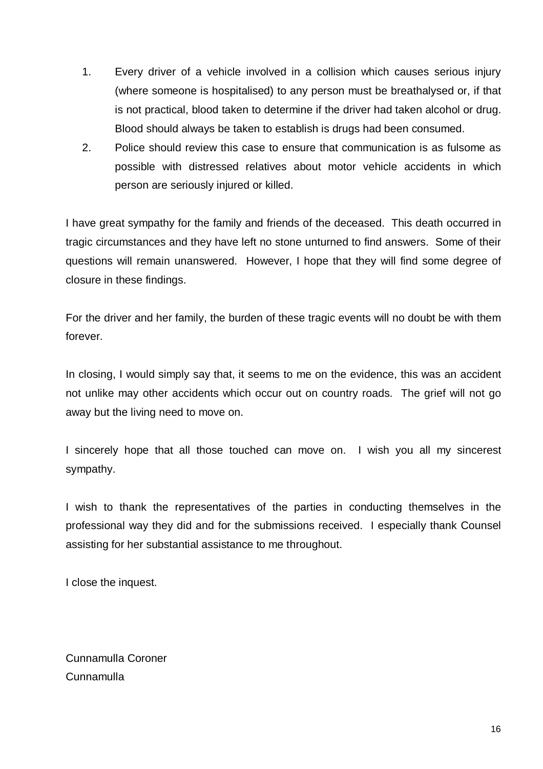1. Every driver of a vehicle involved in a collision which causes serious injury (where someone is hospitalised) to any person must be breathalysed or, if that is not practical, blood taken to determine if the driver had taken alcohol or drug. Blood should always be taken to establish is drugs had been consumed.
2. Police should review this case to ensure that communication is as fulsome as possible with distressed relatives about motor vehicle accidents in which person are seriously injured or killed.

I have great sympathy for the family and friends of the deceased. This death occurred in tragic circumstances and they have left no stone unturned to find answers. Some of their questions will remain unanswered. However, I hope that they will find some degree of closure in these findings.

For the driver and her family, the burden of these tragic events will no doubt be with them forever.

In closing, I would simply say that, it seems to me on the evidence, this was an accident not unlike may other accidents which occur out on country roads. The grief will not go away but the living need to move on.

I sincerely hope that all those touched can move on. I wish you all my sincerest sympathy.

I wish to thank the representatives of the parties in conducting themselves in the professional way they did and for the submissions received. I especially thank Counsel assisting for her substantial assistance to me throughout.

I close the inquest.

Cunnamulla Coroner
Cunnamulla